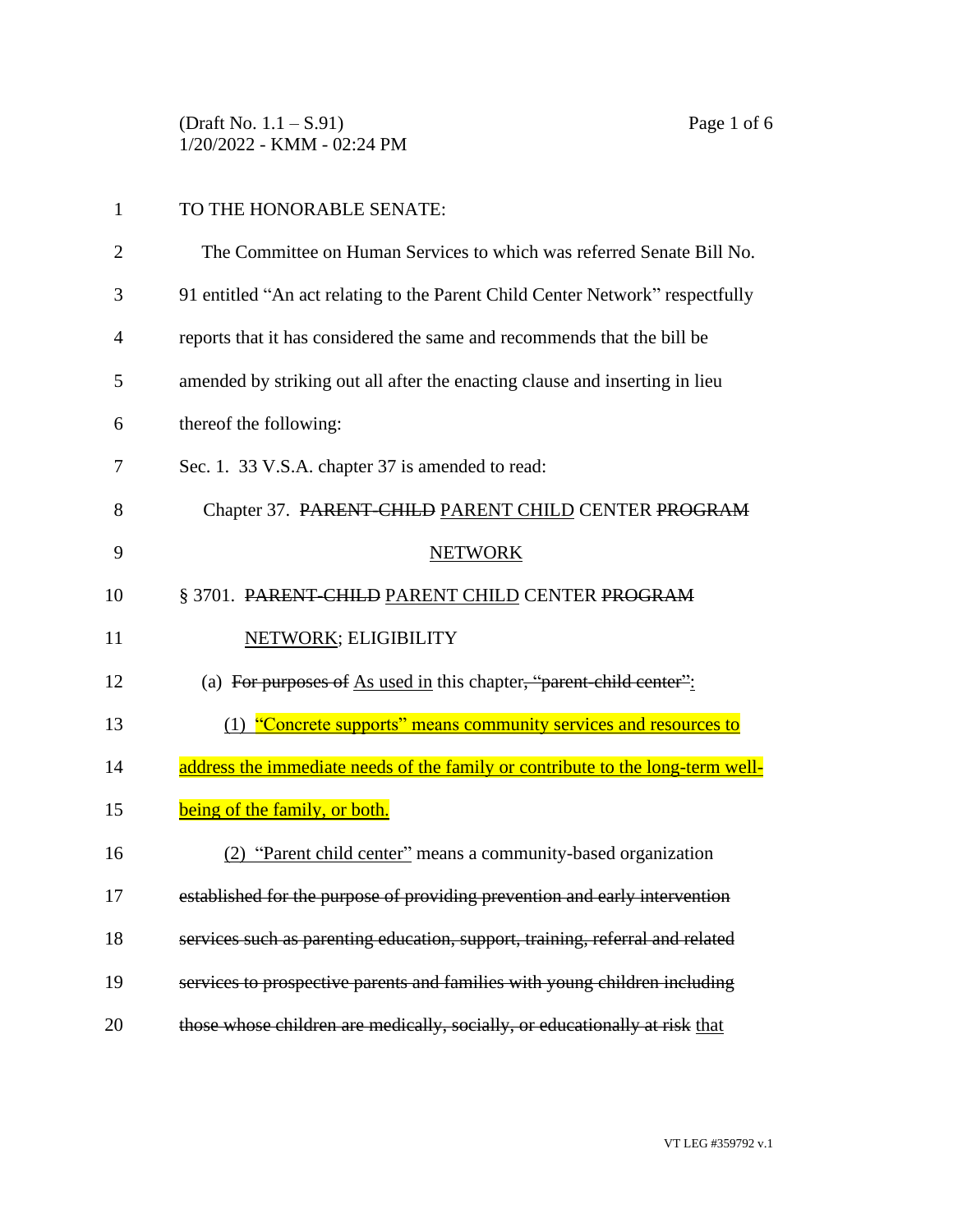TO THE HONORABLE SENATE:

The Committee on Human Services to which was referred Senate Bill No. 91 entitled "An act relating to the Parent Child Center Network" respectfully reports that it has considered the same and recommends that the bill be amended by striking out all after the enacting clause and inserting in lieu thereof the following:

Sec. 1. 33 V.S.A. chapter 37 is amended to read:

Chapter 37. ~~PARENT-CHILD~~ PARENT CHILD CENTER ~~PROGRAM~~ NETWORK

§ 3701. ~~PARENT-CHILD~~ PARENT CHILD CENTER ~~PROGRAM~~ NETWORK; ELIGIBILITY

(a) ~~For purposes of~~ As used in this chapter~~, "parent-child center"~~:

(1) "Concrete supports" means community services and resources to address the immediate needs of the family or contribute to the long-term well-being of the family, or both.

(2) "Parent child center" means a community-based organization ~~established for the purpose of providing prevention and early intervention services such as parenting education, support, training, referral and related services to prospective parents and families with young children including those whose children are medically, socially, or educationally at risk~~ that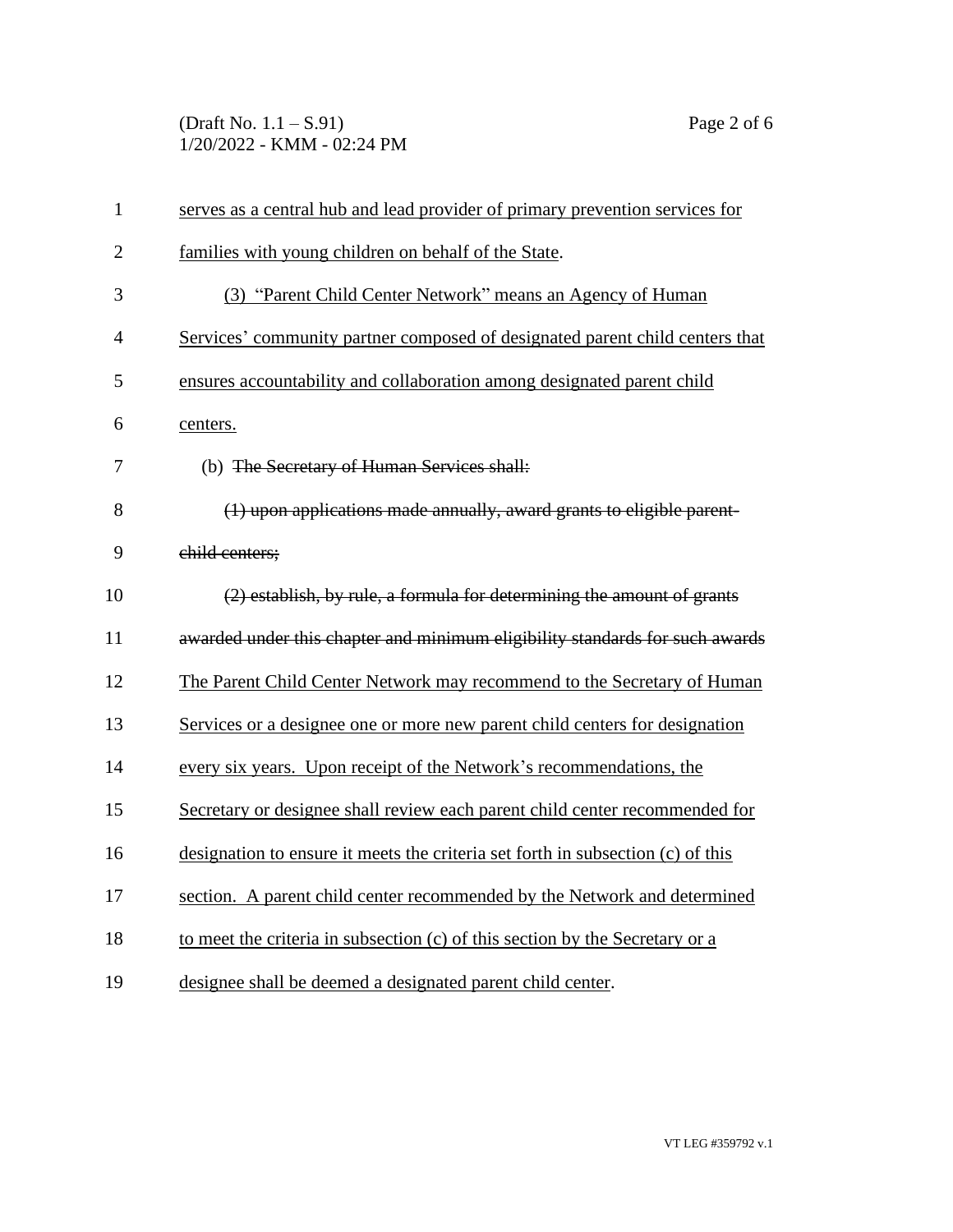serves as a central hub and lead provider of primary prevention services for families with young children on behalf of the State.

(3) "Parent Child Center Network" means an Agency of Human Services' community partner composed of designated parent child centers that ensures accountability and collaboration among designated parent child centers.

(b) ~~The Secretary of Human Services shall:~~

~~(1) upon applications made annually, award grants to eligible parent-child centers;~~

~~(2) establish, by rule, a formula for determining the amount of grants awarded under this chapter and minimum eligibility standards for such awards~~ The Parent Child Center Network may recommend to the Secretary of Human Services or a designee one or more new parent child centers for designation every six years. Upon receipt of the Network's recommendations, the Secretary or designee shall review each parent child center recommended for designation to ensure it meets the criteria set forth in subsection (c) of this section. A parent child center recommended by the Network and determined to meet the criteria in subsection (c) of this section by the Secretary or a designee shall be deemed a designated parent child center.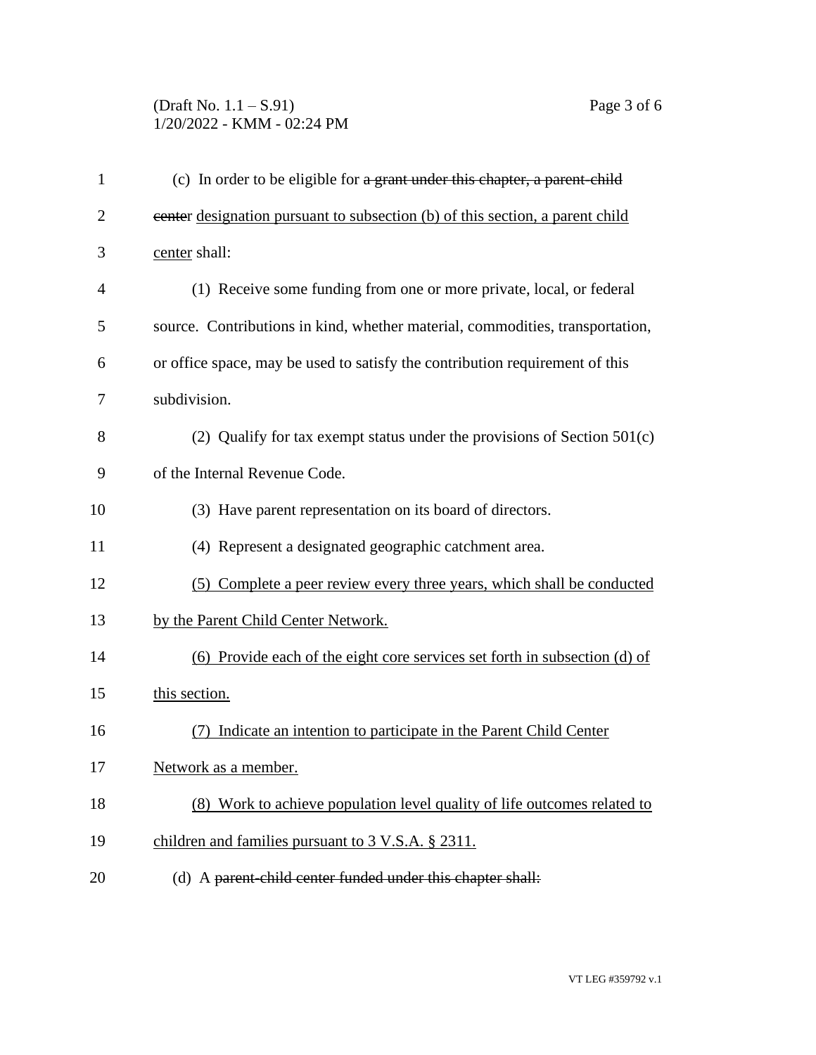(c) In order to be eligible for ~~a grant under this chapter, a parent-child cente~~r designation pursuant to subsection (b) of this section, a parent child center shall:

(1) Receive some funding from one or more private, local, or federal source. Contributions in kind, whether material, commodities, transportation, or office space, may be used to satisfy the contribution requirement of this subdivision.

(2) Qualify for tax exempt status under the provisions of Section 501(c) of the Internal Revenue Code.

(3) Have parent representation on its board of directors.

(4) Represent a designated geographic catchment area.

(5) Complete a peer review every three years, which shall be conducted by the Parent Child Center Network.

(6) Provide each of the eight core services set forth in subsection (d) of this section.

(7) Indicate an intention to participate in the Parent Child Center Network as a member.

(8) Work to achieve population level quality of life outcomes related to children and families pursuant to 3 V.S.A. § 2311.

(d) A ~~parent-child center funded under this chapter shall:~~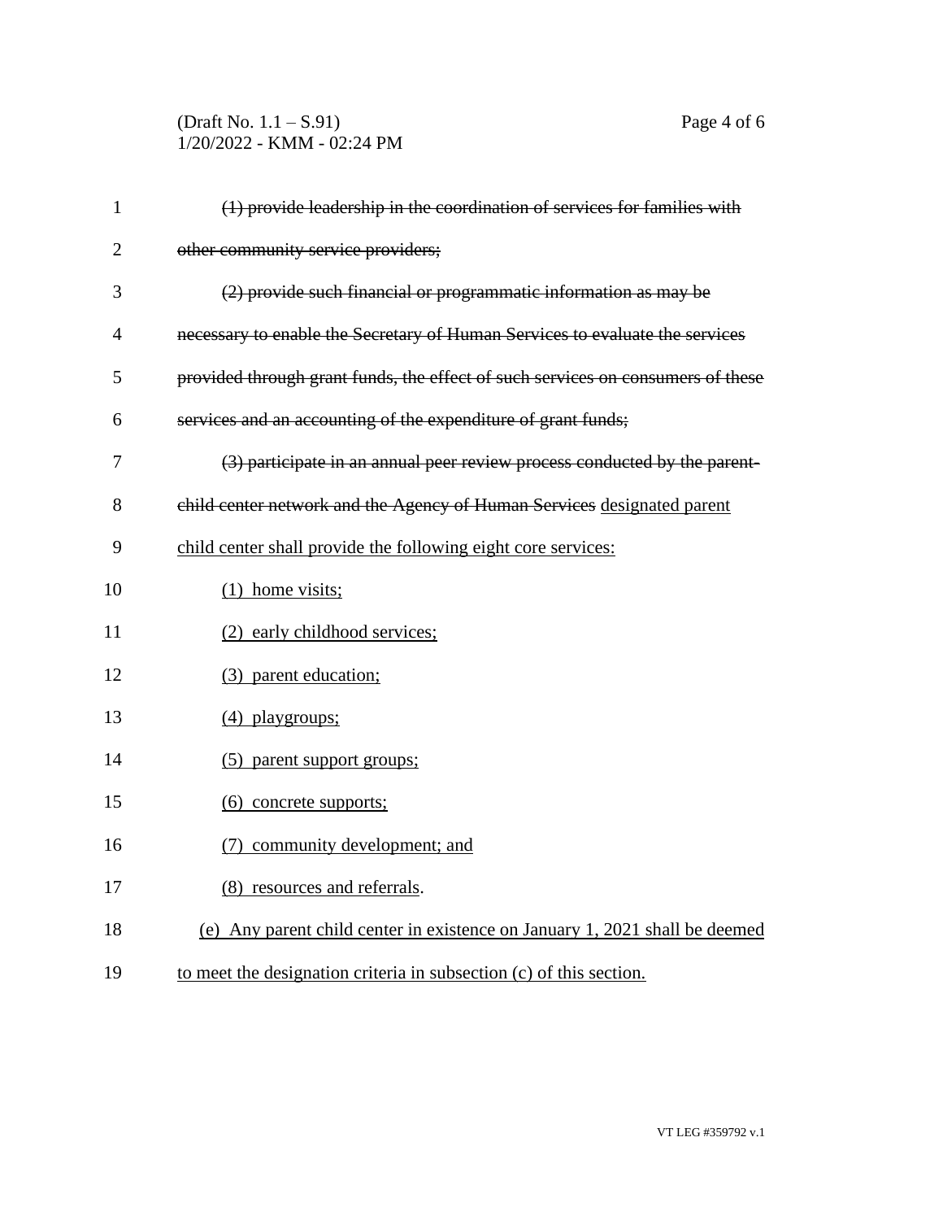~~(1) provide leadership in the coordination of services for families with other community service providers;~~

~~(2) provide such financial or programmatic information as may be necessary to enable the Secretary of Human Services to evaluate the services provided through grant funds, the effect of such services on consumers of these services and an accounting of the expenditure of grant funds;~~

~~(3) participate in an annual peer review process conducted by the parent-child center network and the Agency of Human Services~~ <u>designated parent child center shall provide the following eight core services:</u>

<u>(1) home visits;</u>

<u>(2) early childhood services;</u>

<u>(3) parent education;</u>

<u>(4) playgroups;</u>

<u>(5) parent support groups;</u>

<u>(6) concrete supports;</u>

<u>(7) community development; and</u>

<u>(8) resources and referrals</u>.

<u>(e) Any parent child center in existence on January 1, 2021 shall be deemed to meet the designation criteria in subsection (c) of this section.</u>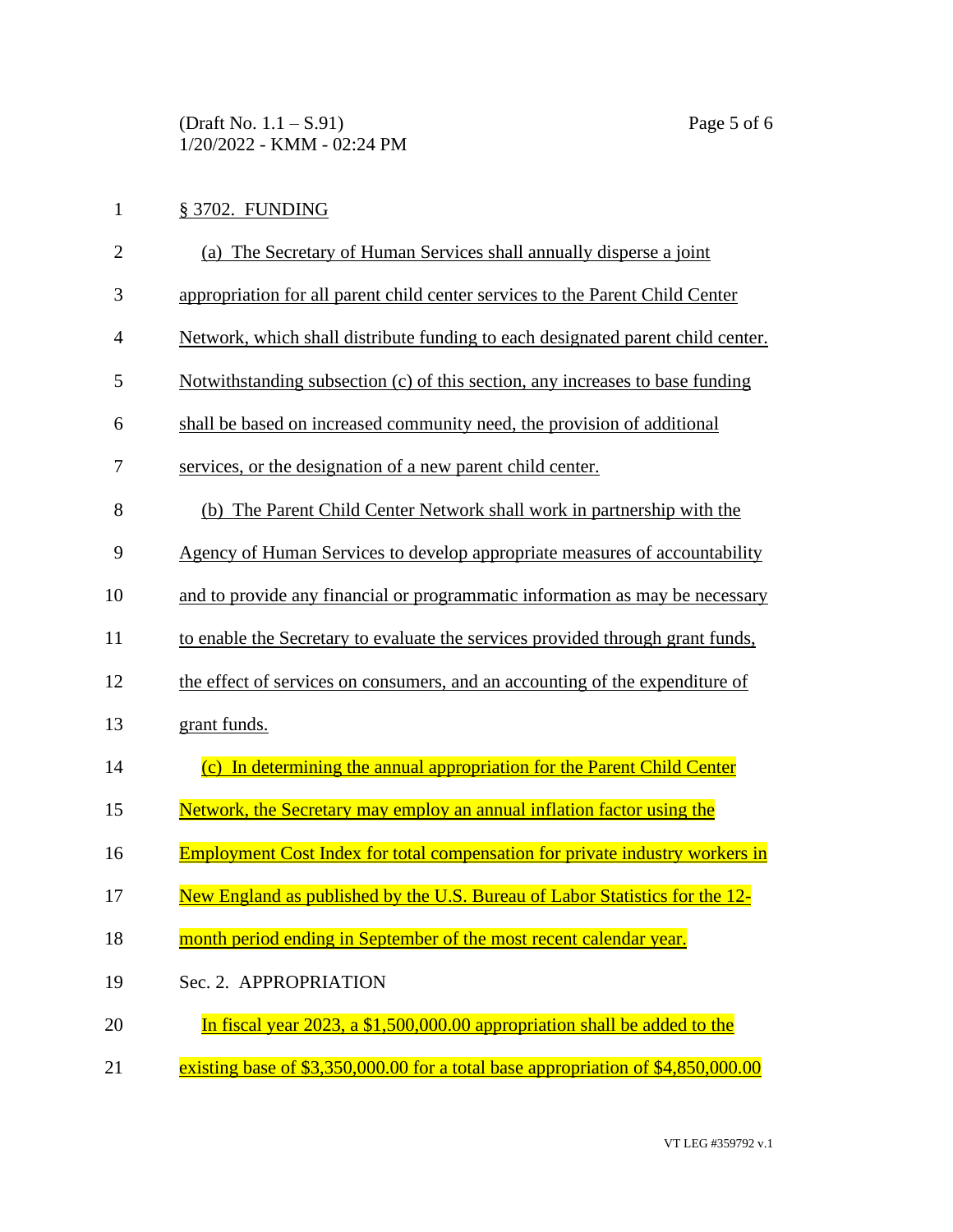§ 3702. FUNDING

(a) The Secretary of Human Services shall annually disperse a joint appropriation for all parent child center services to the Parent Child Center Network, which shall distribute funding to each designated parent child center. Notwithstanding subsection (c) of this section, any increases to base funding shall be based on increased community need, the provision of additional services, or the designation of a new parent child center.

(b) The Parent Child Center Network shall work in partnership with the Agency of Human Services to develop appropriate measures of accountability and to provide any financial or programmatic information as may be necessary to enable the Secretary to evaluate the services provided through grant funds, the effect of services on consumers, and an accounting of the expenditure of grant funds.

(c) In determining the annual appropriation for the Parent Child Center Network, the Secretary may employ an annual inflation factor using the Employment Cost Index for total compensation for private industry workers in New England as published by the U.S. Bureau of Labor Statistics for the 12-month period ending in September of the most recent calendar year.

Sec. 2. APPROPRIATION

In fiscal year 2023, a $1,500,000.00 appropriation shall be added to the existing base of $3,350,000.00 for a total base appropriation of $4,850,000.00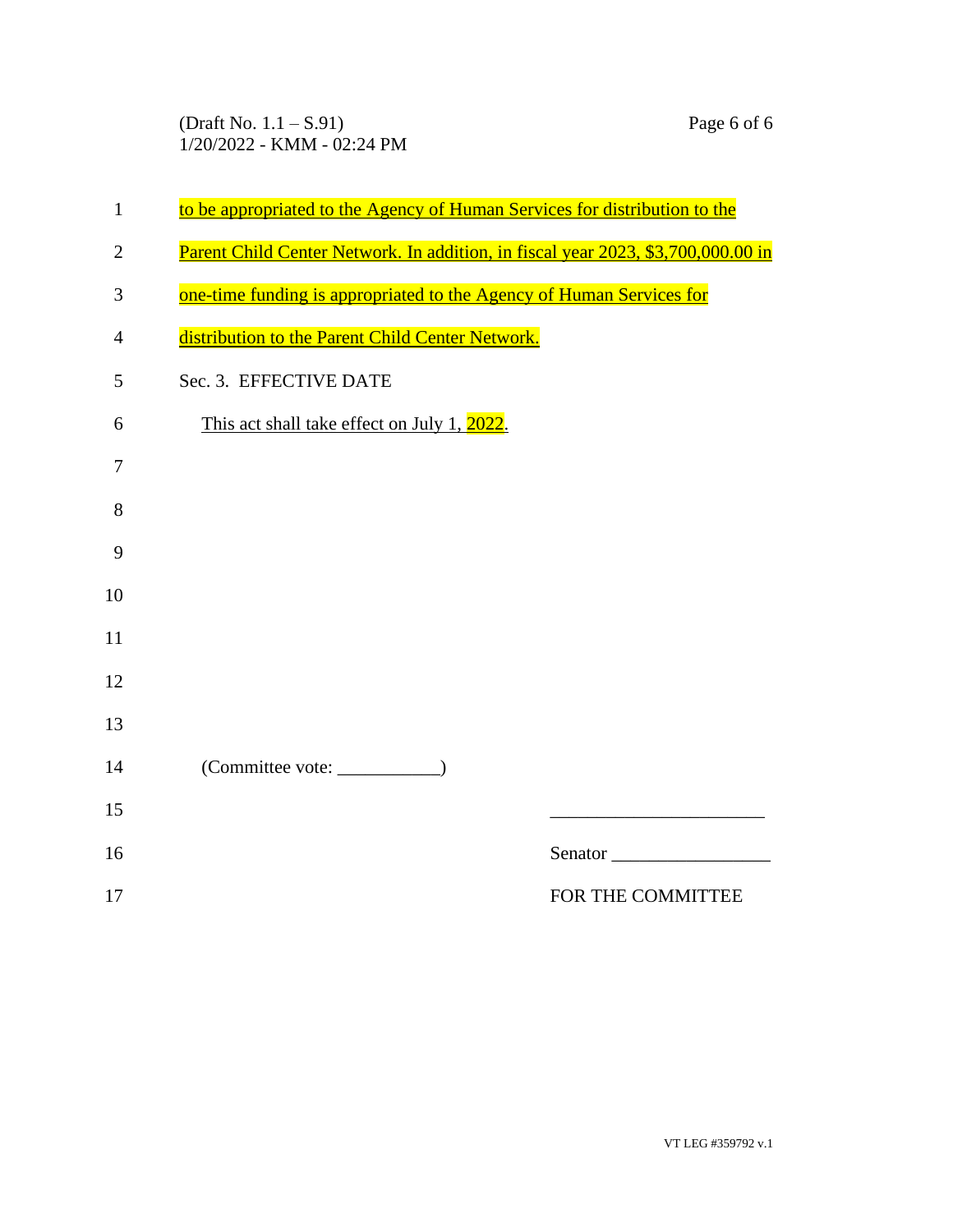to be appropriated to the Agency of Human Services for distribution to the Parent Child Center Network. In addition, in fiscal year 2023, $3,700,000.00 in one-time funding is appropriated to the Agency of Human Services for distribution to the Parent Child Center Network.

Sec. 3. EFFECTIVE DATE

This act shall take effect on July 1, 2022.

(Committee vote: ___________)

_______________________

Senator _________________

FOR THE COMMITTEE